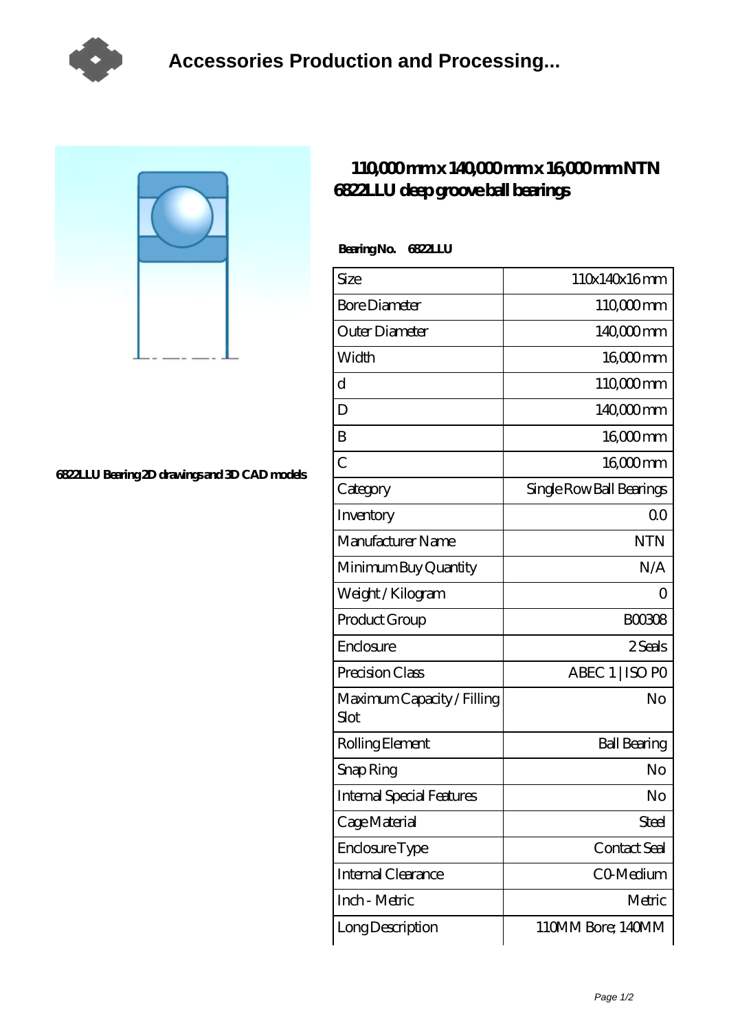# Accessories Production and Processing...

6822LLU Bearing 2D drawings and 3D CAD models

## 110,000 mm x 140,000 mm x 16,000 mm NTN 6822LLU deep groove ball bearings

**Bearing No. 6822LLU**

| | |
|---|---|
| Size | 110x140x16 mm |
| Bore Diameter | 110,000 mm |
| Outer Diameter | 140,000 mm |
| Width | 16,000 mm |
| d | 110,000 mm |
| D | 140,000 mm |
| B | 16,000 mm |
| C | 16,000 mm |
| Category | Single Row Ball Bearings |
| Inventory | 0.0 |
| Manufacturer Name | NTN |
| Minimum Buy Quantity | N/A |
| Weight / Kilogram | 0 |
| Product Group | B00308 |
| Enclosure | 2 Seals |
| Precision Class | ABEC 1 \| ISO P0 |
| Maximum Capacity / Filling Slot | No |
| Rolling Element | Ball Bearing |
| Snap Ring | No |
| Internal Special Features | No |
| Cage Material | Steel |
| Enclosure Type | Contact Seal |
| Internal Clearance | C0-Medium |
| Inch - Metric | Metric |
| Long Description | 110MM Bore; 140MM |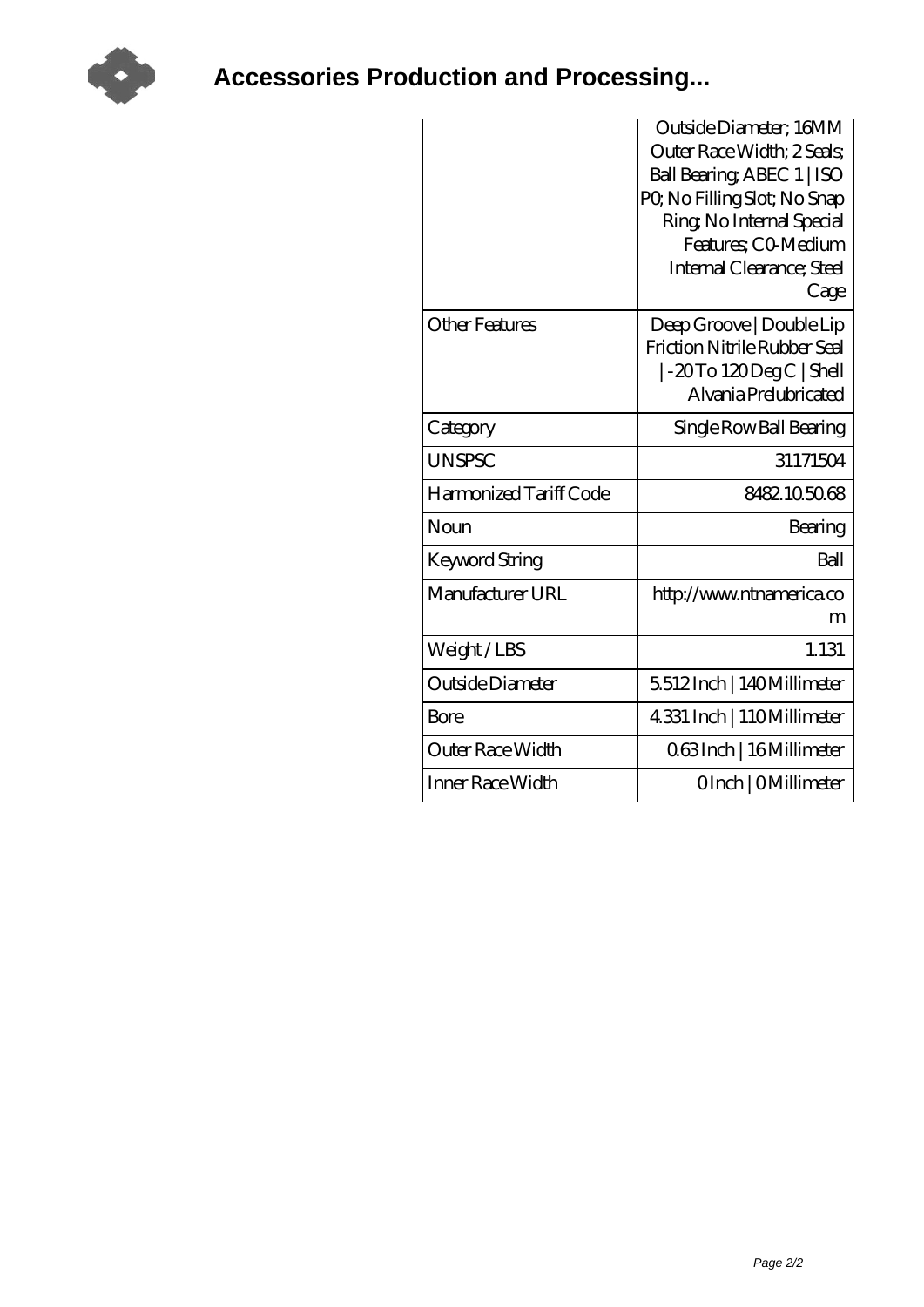| | |
|---|---|
| | Outside Diameter; 16MM Outer Race Width; 2 Seals; Ball Bearing; ABEC 1 \| ISO P0; No Filling Slot; No Snap Ring; No Internal Special Features; C0-Medium Internal Clearance; Steel Cage |
| Other Features | Deep Groove \| Double Lip Friction Nitrile Rubber Seal \| -20 To 120 Deg C \| Shell Alvania Prelubricated |
| Category | Single Row Ball Bearing |
| UNSPSC | 31171504 |
| Harmonized Tariff Code | 8482.10.50.68 |
| Noun | Bearing |
| Keyword String | Ball |
| Manufacturer URL | http://www.ntnamerica.com |
| Weight / LBS | 1.131 |
| Outside Diameter | 5.512 Inch \| 140 Millimeter |
| Bore | 4.331 Inch \| 110 Millimeter |
| Outer Race Width | 0.63 Inch \| 16 Millimeter |
| Inner Race Width | 0 Inch \| 0 Millimeter |